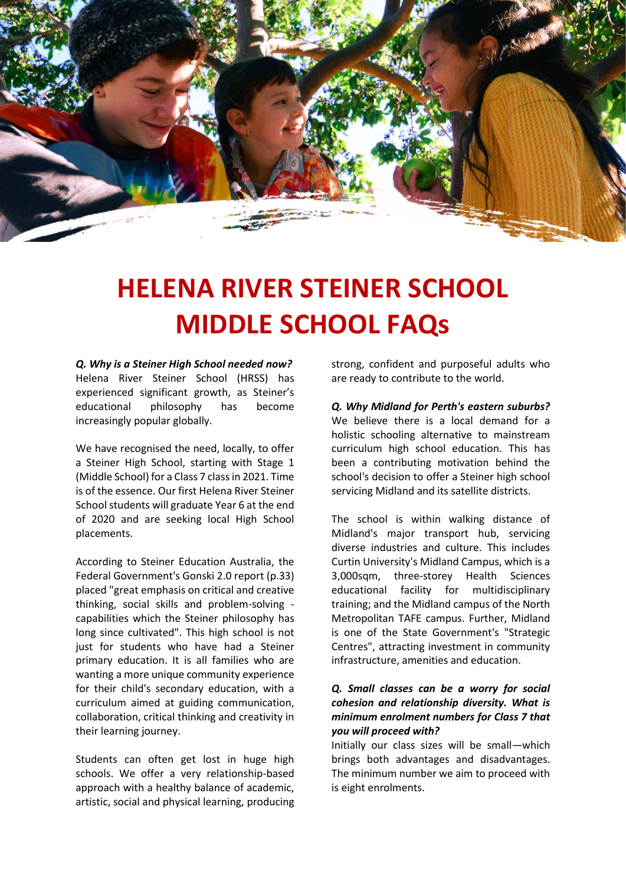# HELENA RIVER STEINER SCHOOL MIDDLE SCHOOL FAQs

***Q. Why is a Steiner High School needed now?***
Helena River Steiner School (HRSS) has experienced significant growth, as Steiner's educational philosophy has become increasingly popular globally.

We have recognised the need, locally, to offer a Steiner High School, starting with Stage 1 (Middle School) for a Class 7 class in 2021. Time is of the essence. Our first Helena River Steiner School students will graduate Year 6 at the end of 2020 and are seeking local High School placements.

According to Steiner Education Australia, the Federal Government's Gonski 2.0 report (p.33) placed "great emphasis on critical and creative thinking, social skills and problem-solving - capabilities which the Steiner philosophy has long since cultivated". This high school is not just for students who have had a Steiner primary education. It is all families who are wanting a more unique community experience for their child's secondary education, with a curriculum aimed at guiding communication, collaboration, critical thinking and creativity in their learning journey.

Students can often get lost in huge high schools. We offer a very relationship-based approach with a healthy balance of academic, artistic, social and physical learning, producing strong, confident and purposeful adults who are ready to contribute to the world.

***Q. Why Midland for Perth's eastern suburbs?***
We believe there is a local demand for a holistic schooling alternative to mainstream curriculum high school education. This has been a contributing motivation behind the school's decision to offer a Steiner high school servicing Midland and its satellite districts.

The school is within walking distance of Midland's major transport hub, servicing diverse industries and culture. This includes Curtin University's Midland Campus, which is a 3,000sqm, three-storey Health Sciences educational facility for multidisciplinary training; and the Midland campus of the North Metropolitan TAFE campus. Further, Midland is one of the State Government's "Strategic Centres", attracting investment in community infrastructure, amenities and education.

***Q. Small classes can be a worry for social cohesion and relationship diversity. What is minimum enrolment numbers for Class 7 that you will proceed with?***
Initially our class sizes will be small—which brings both advantages and disadvantages. The minimum number we aim to proceed with is eight enrolments.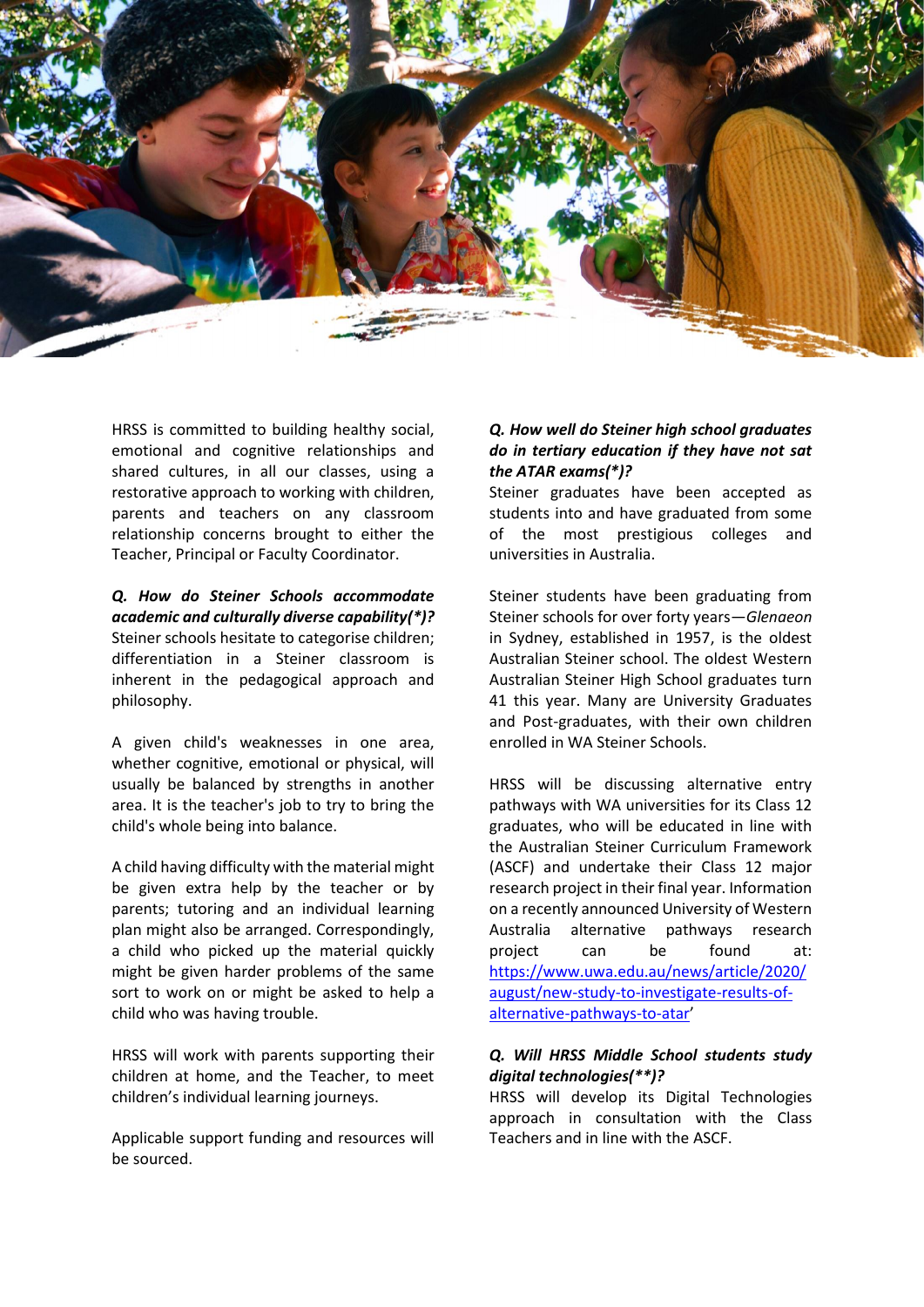HRSS is committed to building healthy social, emotional and cognitive relationships and shared cultures, in all our classes, using a restorative approach to working with children, parents and teachers on any classroom relationship concerns brought to either the Teacher, Principal or Faculty Coordinator.

***Q. How do Steiner Schools accommodate academic and culturally diverse capability(*)?***

Steiner schools hesitate to categorise children; differentiation in a Steiner classroom is inherent in the pedagogical approach and philosophy.

A given child's weaknesses in one area, whether cognitive, emotional or physical, will usually be balanced by strengths in another area. It is the teacher's job to try to bring the child's whole being into balance.

A child having difficulty with the material might be given extra help by the teacher or by parents; tutoring and an individual learning plan might also be arranged. Correspondingly, a child who picked up the material quickly might be given harder problems of the same sort to work on or might be asked to help a child who was having trouble.

HRSS will work with parents supporting their children at home, and the Teacher, to meet children's individual learning journeys.

Applicable support funding and resources will be sourced.

***Q. How well do Steiner high school graduates do in tertiary education if they have not sat the ATAR exams(*)?***

Steiner graduates have been accepted as students into and have graduated from some of the most prestigious colleges and universities in Australia.

Steiner students have been graduating from Steiner schools for over forty years—*Glenaeon* in Sydney, established in 1957, is the oldest Australian Steiner school. The oldest Western Australian Steiner High School graduates turn 41 this year. Many are University Graduates and Post-graduates, with their own children enrolled in WA Steiner Schools.

HRSS will be discussing alternative entry pathways with WA universities for its Class 12 graduates, who will be educated in line with the Australian Steiner Curriculum Framework (ASCF) and undertake their Class 12 major research project in their final year. Information on a recently announced University of Western Australia alternative pathways research project can be found at: [https://www.uwa.edu.au/news/article/2020/august/new-study-to-investigate-results-of-alternative-pathways-to-atar](https://www.uwa.edu.au/news/article/2020/august/new-study-to-investigate-results-of-alternative-pathways-to-atar)'

***Q. Will HRSS Middle School students study digital technologies(**)?***

HRSS will develop its Digital Technologies approach in consultation with the Class Teachers and in line with the ASCF.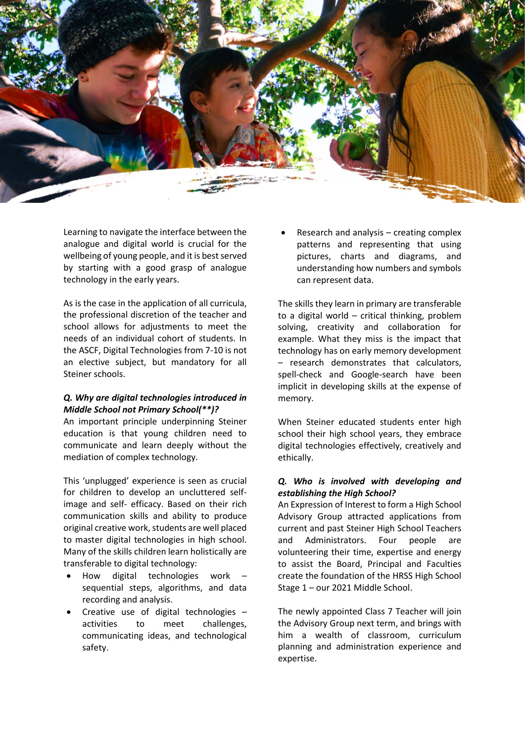Learning to navigate the interface between the analogue and digital world is crucial for the wellbeing of young people, and it is best served by starting with a good grasp of analogue technology in the early years.

As is the case in the application of all curricula, the professional discretion of the teacher and school allows for adjustments to meet the needs of an individual cohort of students. In the ASCF, Digital Technologies from 7-10 is not an elective subject, but mandatory for all Steiner schools.

***Q. Why are digital technologies introduced in Middle School not Primary School(**)?***

An important principle underpinning Steiner education is that young children need to communicate and learn deeply without the mediation of complex technology.

This 'unplugged' experience is seen as crucial for children to develop an uncluttered self-image and self- efficacy. Based on their rich communication skills and ability to produce original creative work, students are well placed to master digital technologies in high school. Many of the skills children learn holistically are transferable to digital technology:

- How digital technologies work – sequential steps, algorithms, and data recording and analysis.
- Creative use of digital technologies – activities to meet challenges, communicating ideas, and technological safety.
- Research and analysis – creating complex patterns and representing that using pictures, charts and diagrams, and understanding how numbers and symbols can represent data.

The skills they learn in primary are transferable to a digital world – critical thinking, problem solving, creativity and collaboration for example. What they miss is the impact that technology has on early memory development – research demonstrates that calculators, spell-check and Google-search have been implicit in developing skills at the expense of memory.

When Steiner educated students enter high school their high school years, they embrace digital technologies effectively, creatively and ethically.

***Q. Who is involved with developing and establishing the High School?***

An Expression of Interest to form a High School Advisory Group attracted applications from current and past Steiner High School Teachers and Administrators. Four people are volunteering their time, expertise and energy to assist the Board, Principal and Faculties create the foundation of the HRSS High School Stage 1 – our 2021 Middle School.

The newly appointed Class 7 Teacher will join the Advisory Group next term, and brings with him a wealth of classroom, curriculum planning and administration experience and expertise.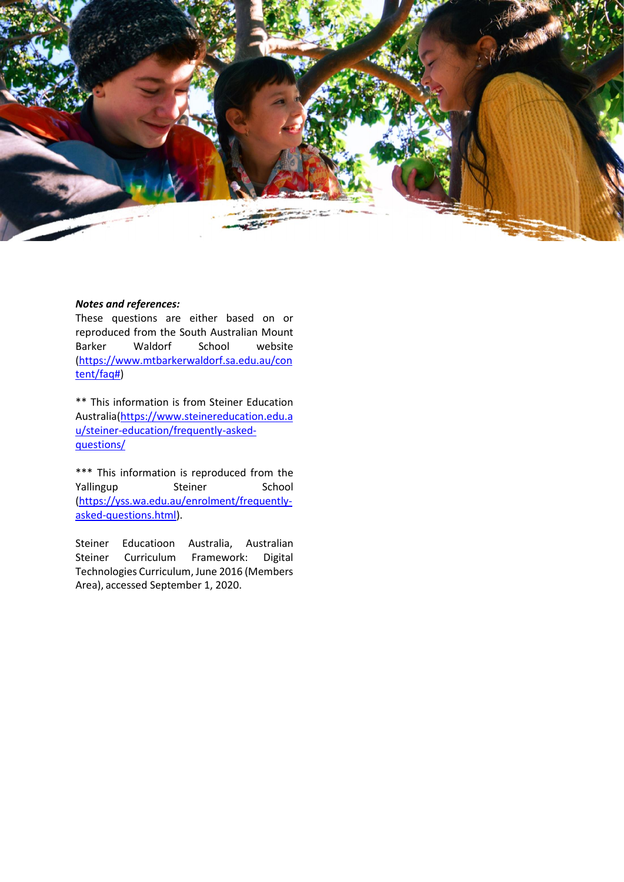***Notes and references:***

These questions are either based on or reproduced from the South Australian Mount Barker Waldorf School website (https://www.mtbarkerwaldorf.sa.edu.au/content/faq#)

** This information is from Steiner Education Australia(https://www.steinereducation.edu.au/steiner-education/frequently-asked-questions/

*** This information is reproduced from the Yallingup Steiner School (https://yss.wa.edu.au/enrolment/frequently-asked-questions.html).

Steiner Educatioon Australia, Australian Steiner Curriculum Framework: Digital Technologies Curriculum, June 2016 (Members Area), accessed September 1, 2020.